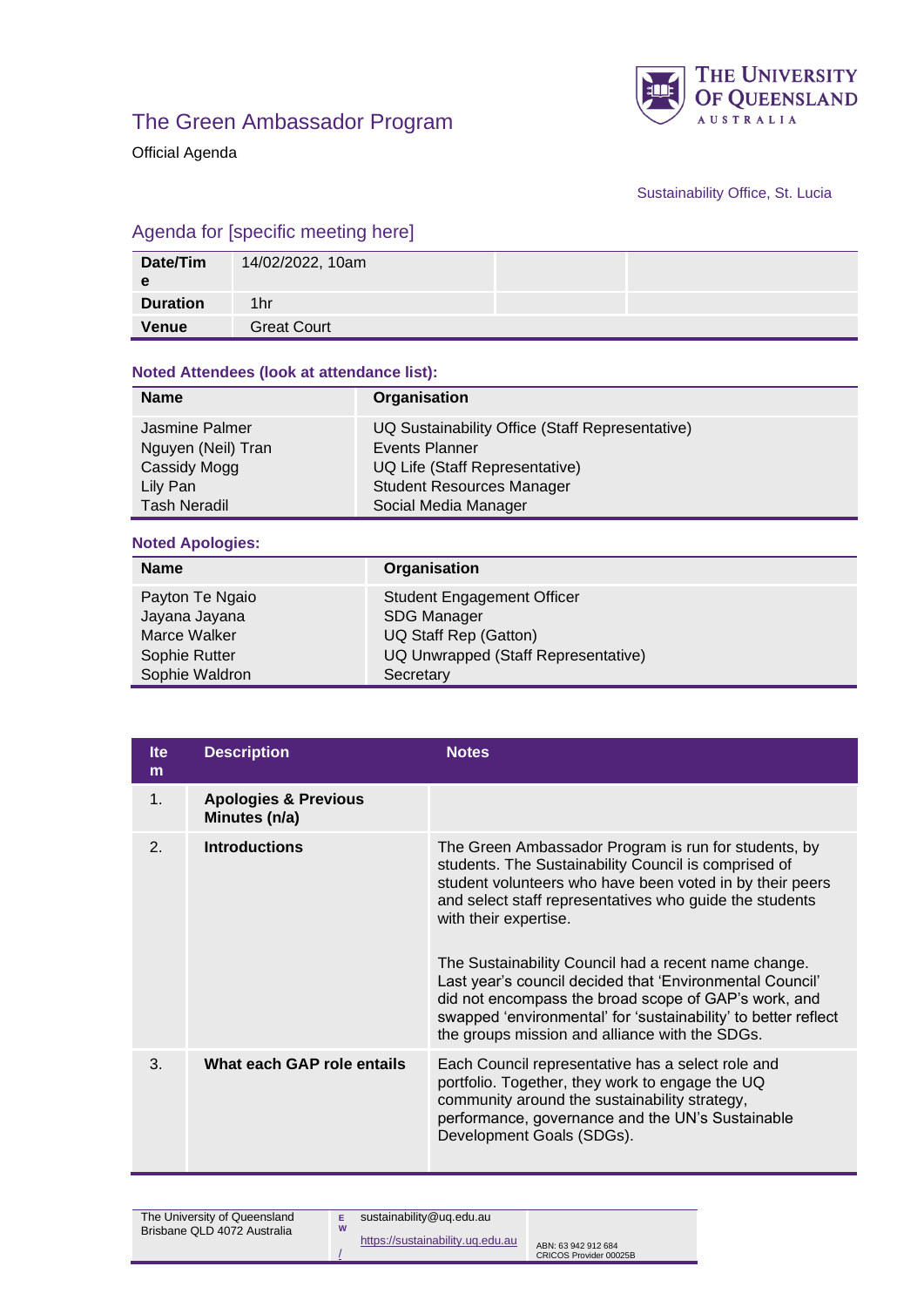# The Green Ambassador Program

Official Agenda

Sustainability Office, St. Lucia

## Agenda for [specific meeting here]

| Date/Time | 14/02/2022, 10am | | |
|---|---|---|---|
| **Duration** | 1hr | | |
| **Venue** | Great Court | | |

### Noted Attendees (look at attendance list):

| Name | Organisation |
|---|---|
| Jasmine Palmer | UQ Sustainability Office (Staff Representative) |
| Nguyen (Neil) Tran | Events Planner |
| Cassidy Mogg | UQ Life (Staff Representative) |
| Lily Pan | Student Resources Manager |
| Tash Neradil | Social Media Manager |

### Noted Apologies:

| Name | Organisation |
|---|---|
| Payton Te Ngaio | Student Engagement Officer |
| Jayana Jayana | SDG Manager |
| Marce Walker | UQ Staff Rep (Gatton) |
| Sophie Rutter | UQ Unwrapped (Staff Representative) |
| Sophie Waldron | Secretary |

| Item | Description | Notes |
|---|---|---|
| 1. | **Apologies & Previous Minutes (n/a)** | |
| 2. | **Introductions** | The Green Ambassador Program is run for students, by students. The Sustainability Council is comprised of student volunteers who have been voted in by their peers and select staff representatives who guide the students with their expertise.<br><br>The Sustainability Council had a recent name change. Last year's council decided that 'Environmental Council' did not encompass the broad scope of GAP's work, and swapped 'environmental' for 'sustainability' to better reflect the groups mission and alliance with the SDGs. |
| 3. | **What each GAP role entails** | Each Council representative has a select role and portfolio. Together, they work to engage the UQ community around the sustainability strategy, performance, governance and the UN's Sustainable Development Goals (SDGs). |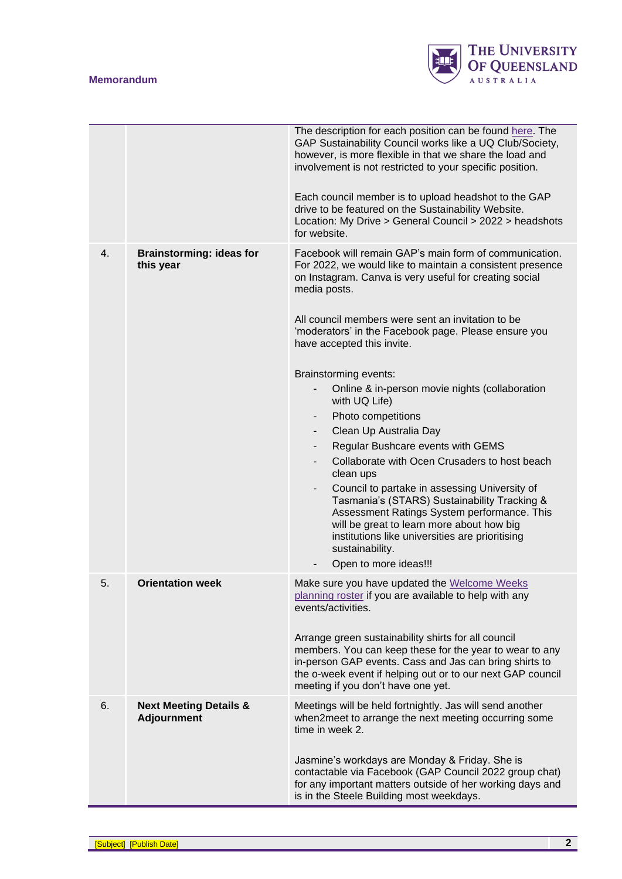| | | |
|---|---|---|
| | | The description for each position can be found here. The GAP Sustainability Council works like a UQ Club/Society, however, is more flexible in that we share the load and involvement is not restricted to your specific position.<br><br>Each council member is to upload headshot to the GAP drive to be featured on the Sustainability Website. Location: My Drive > General Council > 2022 > headshots for website. |
| 4. | **Brainstorming: ideas for this year** | Facebook will remain GAP's main form of communication. For 2022, we would like to maintain a consistent presence on Instagram. Canva is very useful for creating social media posts.<br><br>All council members were sent an invitation to be 'moderators' in the Facebook page. Please ensure you have accepted this invite.<br><br>Brainstorming events:<br>- Online & in-person movie nights (collaboration with UQ Life)<br>- Photo competitions<br>- Clean Up Australia Day<br>- Regular Bushcare events with GEMS<br>- Collaborate with Ocen Crusaders to host beach clean ups<br>- Council to partake in assessing University of Tasmania's (STARS) Sustainability Tracking & Assessment Ratings System performance. This will be great to learn more about how big institutions like universities are prioritising sustainability.<br>- Open to more ideas!!! |
| 5. | **Orientation week** | Make sure you have updated the Welcome Weeks planning roster if you are available to help with any events/activities.<br><br>Arrange green sustainability shirts for all council members. You can keep these for the year to wear to any in-person GAP events. Cass and Jas can bring shirts to the o-week event if helping out or to our next GAP council meeting if you don't have one yet. |
| 6. | **Next Meeting Details & Adjournment** | Meetings will be held fortnightly. Jas will send another when2meet to arrange the next meeting occurring some time in week 2.<br><br>Jasmine's workdays are Monday & Friday. She is contactable via Facebook (GAP Council 2022 group chat) for any important matters outside of her working days and is in the Steele Building most weekdays. |